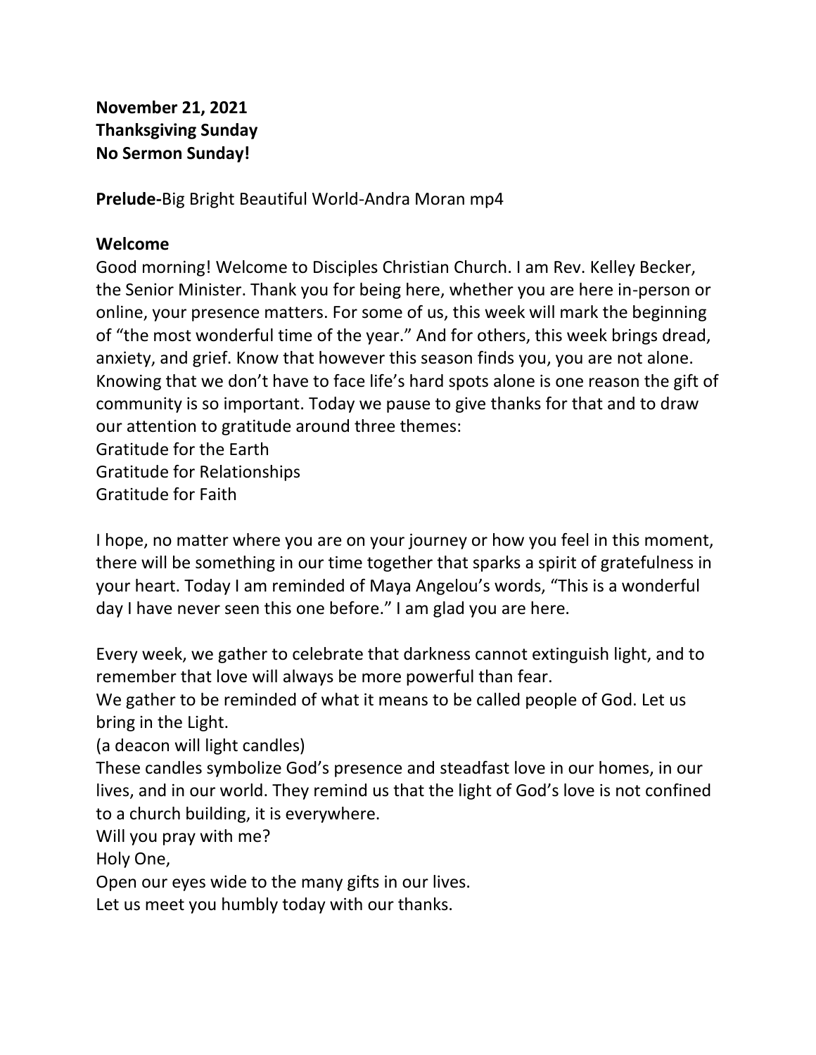**November 21, 2021**
**Thanksgiving Sunday**
**No Sermon Sunday!**

**Prelude-**Big Bright Beautiful World-Andra Moran mp4

**Welcome**

Good morning! Welcome to Disciples Christian Church. I am Rev. Kelley Becker, the Senior Minister. Thank you for being here, whether you are here in-person or online, your presence matters. For some of us, this week will mark the beginning of "the most wonderful time of the year." And for others, this week brings dread, anxiety, and grief. Know that however this season finds you, you are not alone. Knowing that we don't have to face life's hard spots alone is one reason the gift of community is so important. Today we pause to give thanks for that and to draw our attention to gratitude around three themes:
Gratitude for the Earth
Gratitude for Relationships
Gratitude for Faith

I hope, no matter where you are on your journey or how you feel in this moment, there will be something in our time together that sparks a spirit of gratefulness in your heart. Today I am reminded of Maya Angelou's words, "This is a wonderful day I have never seen this one before." I am glad you are here.

Every week, we gather to celebrate that darkness cannot extinguish light, and to remember that love will always be more powerful than fear.
We gather to be reminded of what it means to be called people of God. Let us bring in the Light.
(a deacon will light candles)
These candles symbolize God's presence and steadfast love in our homes, in our lives, and in our world. They remind us that the light of God's love is not confined to a church building, it is everywhere.
Will you pray with me?
Holy One,
Open our eyes wide to the many gifts in our lives.
Let us meet you humbly today with our thanks.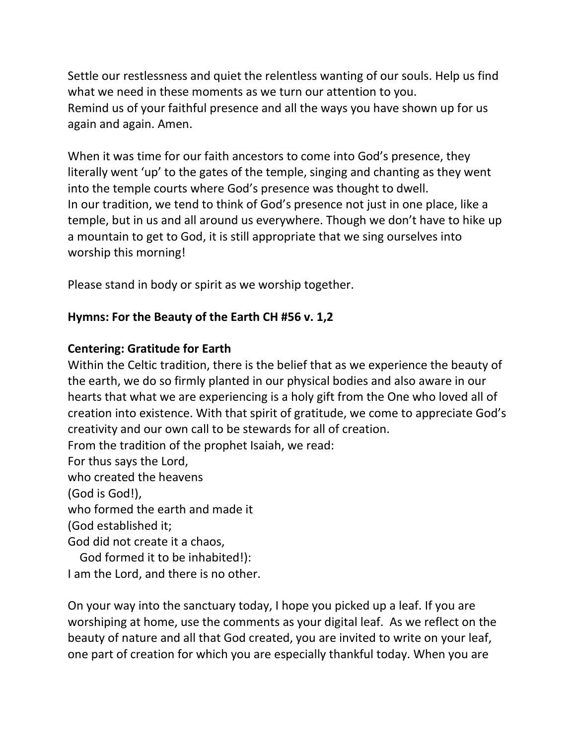Settle our restlessness and quiet the relentless wanting of our souls. Help us find what we need in these moments as we turn our attention to you.
Remind us of your faithful presence and all the ways you have shown up for us again and again. Amen.

When it was time for our faith ancestors to come into God's presence, they literally went 'up' to the gates of the temple, singing and chanting as they went into the temple courts where God's presence was thought to dwell.
In our tradition, we tend to think of God's presence not just in one place, like a temple, but in us and all around us everywhere. Though we don't have to hike up a mountain to get to God, it is still appropriate that we sing ourselves into worship this morning!

Please stand in body or spirit as we worship together.

**Hymns: For the Beauty of the Earth CH #56 v. 1,2**

**Centering: Gratitude for Earth**
Within the Celtic tradition, there is the belief that as we experience the beauty of the earth, we do so firmly planted in our physical bodies and also aware in our hearts that what we are experiencing is a holy gift from the One who loved all of creation into existence. With that spirit of gratitude, we come to appreciate God's creativity and our own call to be stewards for all of creation.
From the tradition of the prophet Isaiah, we read:
For thus says the Lord,
who created the heavens
(God is God!),
who formed the earth and made it
(God established it;
God did not create it a chaos,
God formed it to be inhabited!):
I am the Lord, and there is no other.

On your way into the sanctuary today, I hope you picked up a leaf. If you are worshiping at home, use the comments as your digital leaf. As we reflect on the beauty of nature and all that God created, you are invited to write on your leaf, one part of creation for which you are especially thankful today. When you are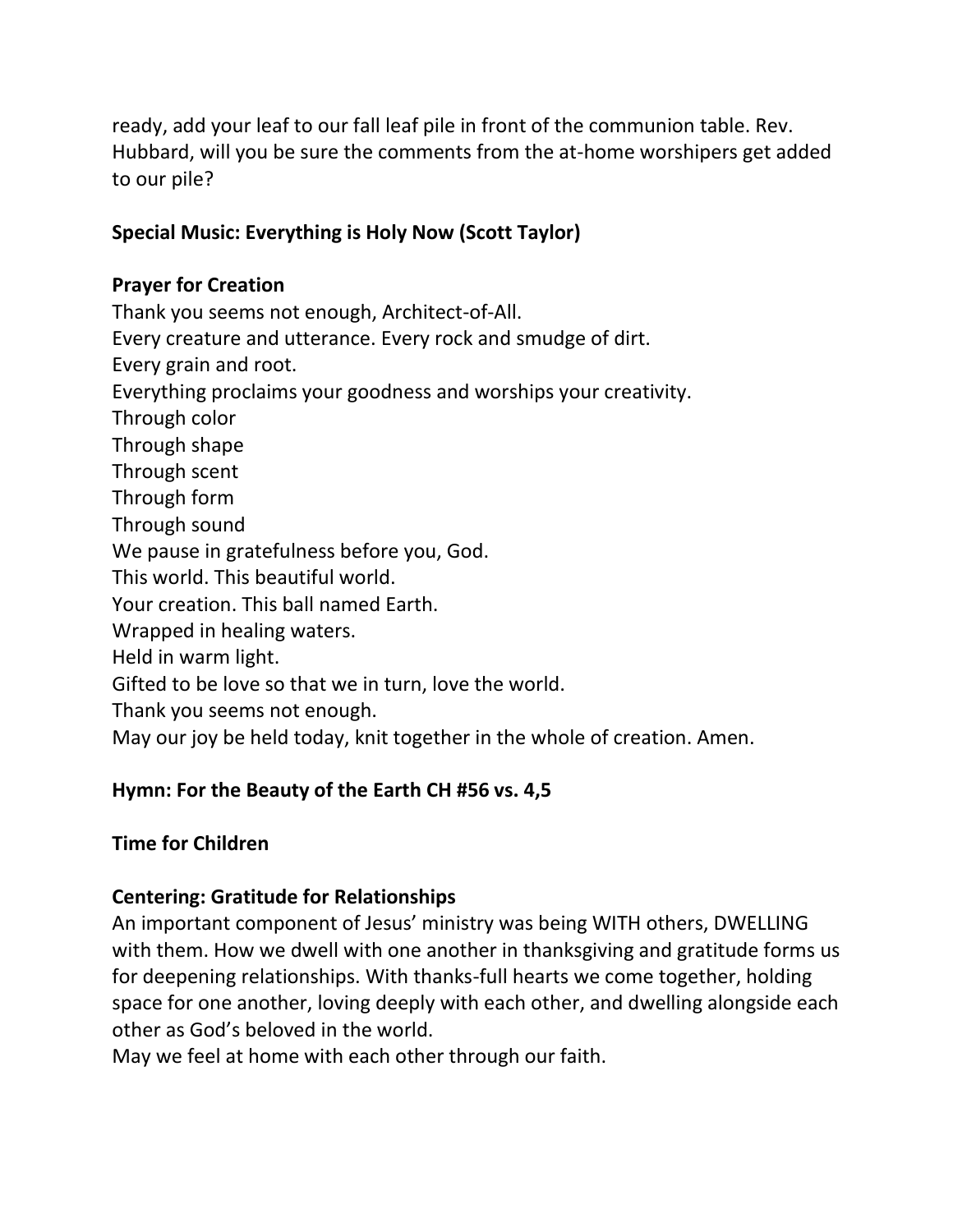ready, add your leaf to our fall leaf pile in front of the communion table. Rev. Hubbard, will you be sure the comments from the at-home worshipers get added to our pile?

**Special Music: Everything is Holy Now (Scott Taylor)**

**Prayer for Creation**

Thank you seems not enough, Architect-of-All.  
Every creature and utterance. Every rock and smudge of dirt.  
Every grain and root.  
Everything proclaims your goodness and worships your creativity.  
Through color  
Through shape  
Through scent  
Through form  
Through sound  
We pause in gratefulness before you, God.  
This world. This beautiful world.  
Your creation. This ball named Earth.  
Wrapped in healing waters.  
Held in warm light.  
Gifted to be love so that we in turn, love the world.  
Thank you seems not enough.  
May our joy be held today, knit together in the whole of creation. Amen.

**Hymn: For the Beauty of the Earth CH #56 vs. 4,5**

**Time for Children**

**Centering: Gratitude for Relationships**

An important component of Jesus' ministry was being WITH others, DWELLING with them. How we dwell with one another in thanksgiving and gratitude forms us for deepening relationships. With thanks-full hearts we come together, holding space for one another, loving deeply with each other, and dwelling alongside each other as God's beloved in the world.  
May we feel at home with each other through our faith.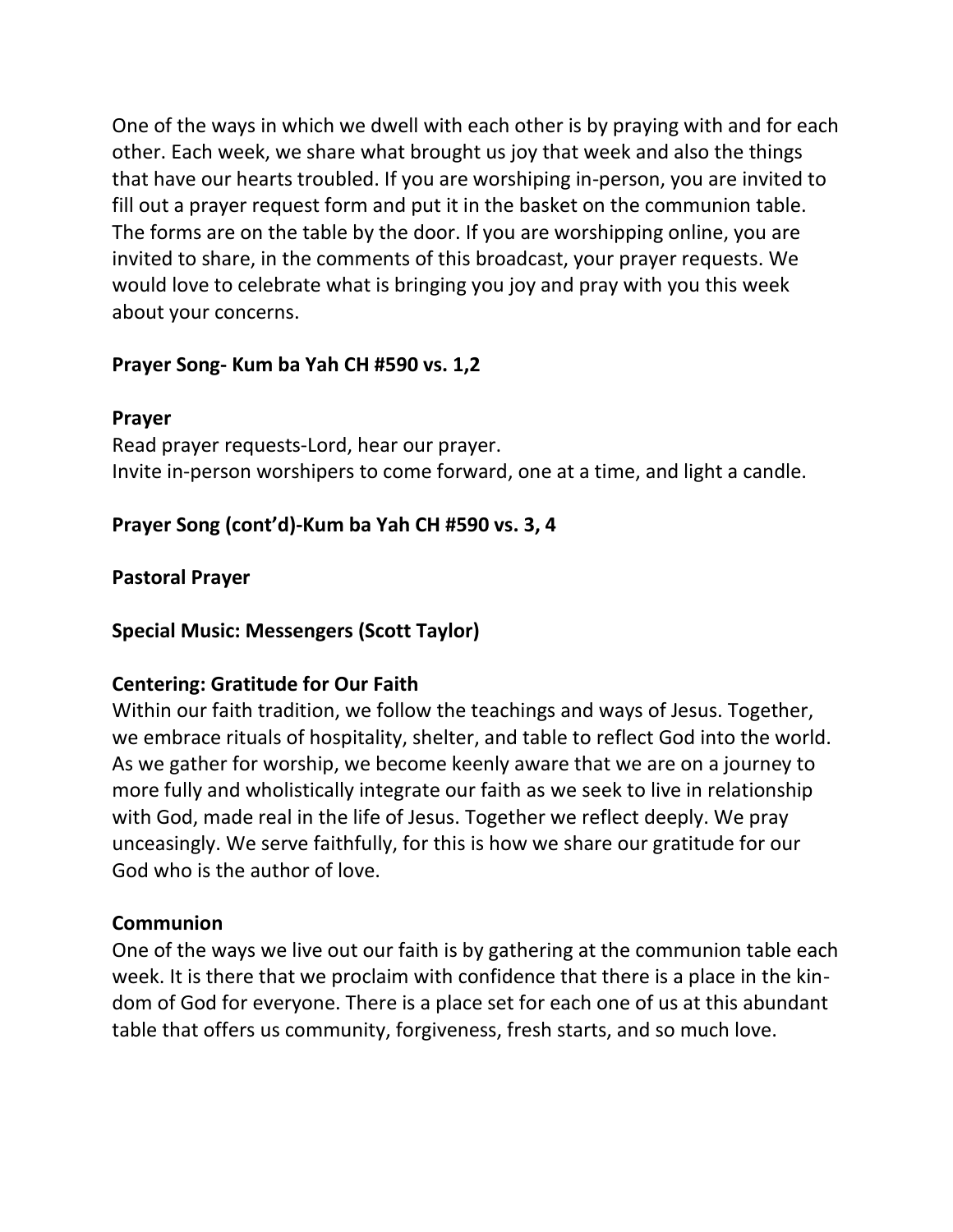One of the ways in which we dwell with each other is by praying with and for each other. Each week, we share what brought us joy that week and also the things that have our hearts troubled. If you are worshiping in-person, you are invited to fill out a prayer request form and put it in the basket on the communion table. The forms are on the table by the door. If you are worshipping online, you are invited to share, in the comments of this broadcast, your prayer requests. We would love to celebrate what is bringing you joy and pray with you this week about your concerns.

**Prayer Song- Kum ba Yah CH #590 vs. 1,2**

**Prayer**

Read prayer requests-Lord, hear our prayer.
Invite in-person worshipers to come forward, one at a time, and light a candle.

**Prayer Song (cont'd)-Kum ba Yah CH #590 vs. 3, 4**

**Pastoral Prayer**

**Special Music: Messengers (Scott Taylor)**

**Centering: Gratitude for Our Faith**

Within our faith tradition, we follow the teachings and ways of Jesus. Together, we embrace rituals of hospitality, shelter, and table to reflect God into the world. As we gather for worship, we become keenly aware that we are on a journey to more fully and wholistically integrate our faith as we seek to live in relationship with God, made real in the life of Jesus. Together we reflect deeply. We pray unceasingly. We serve faithfully, for this is how we share our gratitude for our God who is the author of love.

**Communion**

One of the ways we live out our faith is by gathering at the communion table each week. It is there that we proclaim with confidence that there is a place in the kin-dom of God for everyone. There is a place set for each one of us at this abundant table that offers us community, forgiveness, fresh starts, and so much love.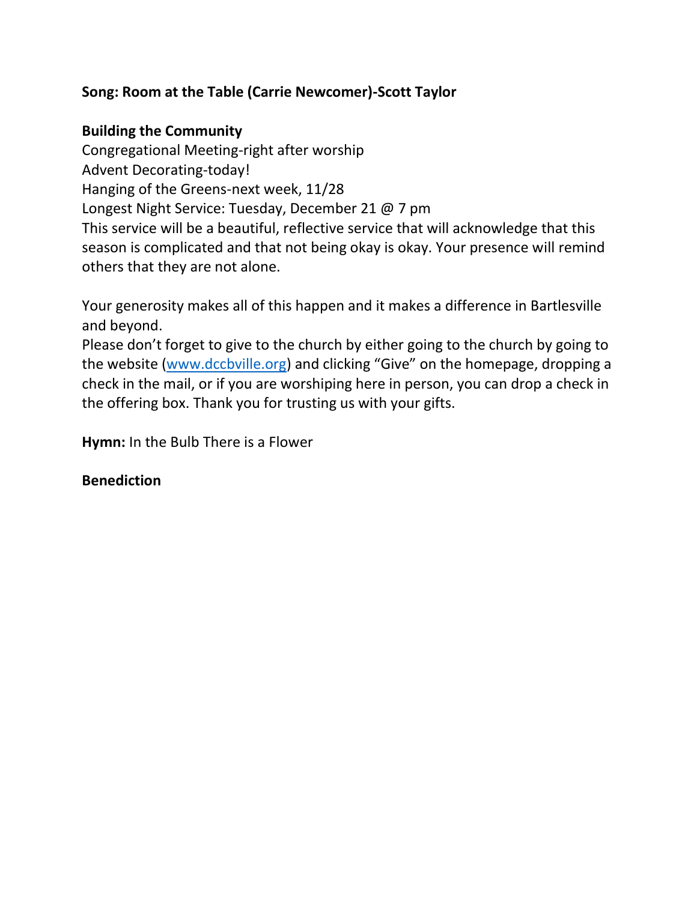**Song: Room at the Table (Carrie Newcomer)-Scott Taylor**

**Building the Community**

Congregational Meeting-right after worship
Advent Decorating-today!
Hanging of the Greens-next week, 11/28
Longest Night Service: Tuesday, December 21 @ 7 pm
This service will be a beautiful, reflective service that will acknowledge that this season is complicated and that not being okay is okay. Your presence will remind others that they are not alone.

Your generosity makes all of this happen and it makes a difference in Bartlesville and beyond.
Please don't forget to give to the church by either going to the church by going to the website ([www.dccbville.org](www.dccbville.org)) and clicking "Give" on the homepage, dropping a check in the mail, or if you are worshiping here in person, you can drop a check in the offering box. Thank you for trusting us with your gifts.

**Hymn:** In the Bulb There is a Flower

**Benediction**